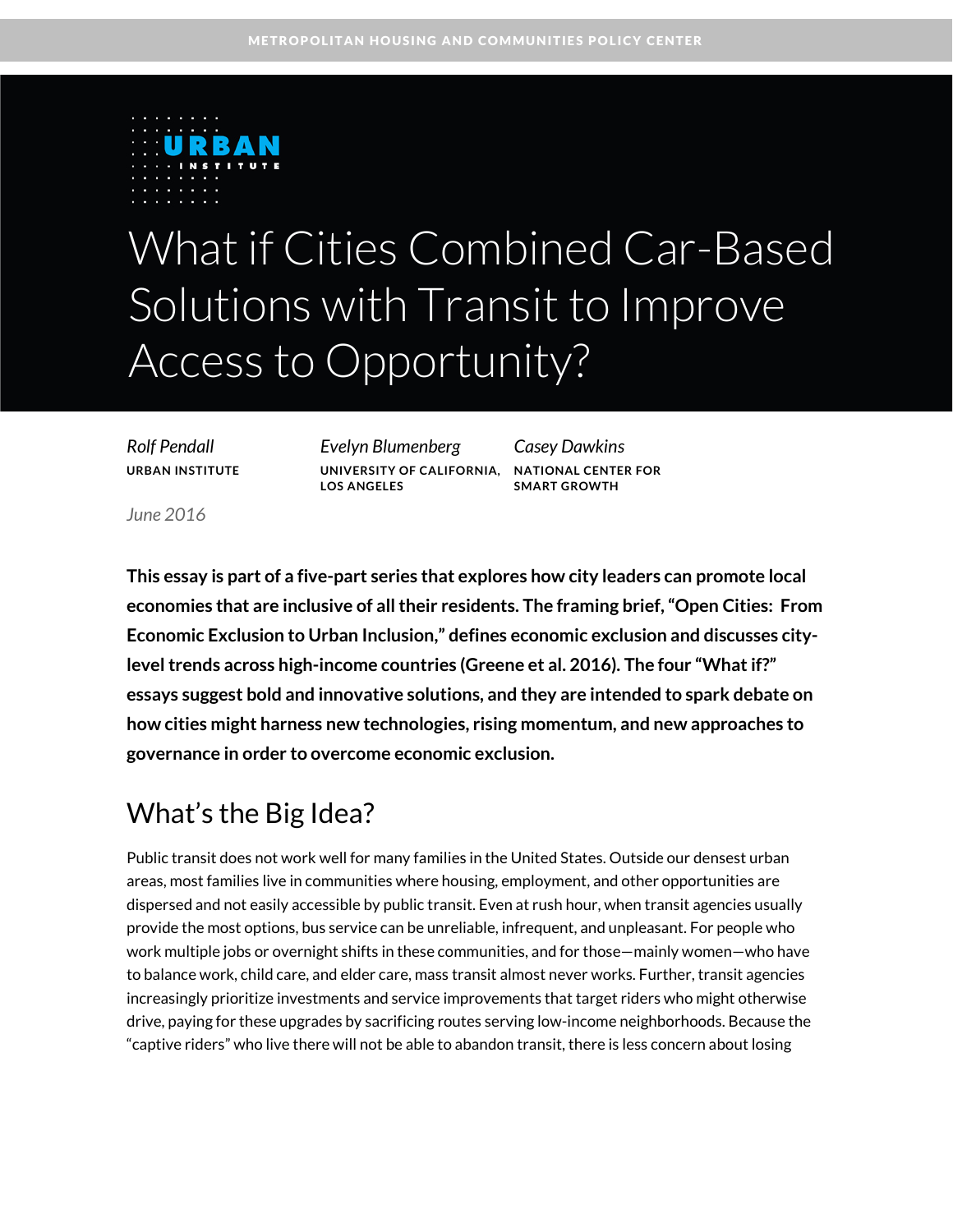METROPOLITAN HOUSING AND COMMUNITIES POLICY CENTER

# What if Cities Combined Car-Based Solutions with Transit to Improve Access to Opportunity?

*Rolf Pendall*
**URBAN INSTITUTE**

*Evelyn Blumenberg*
**UNIVERSITY OF CALIFORNIA, LOS ANGELES**

*Casey Dawkins*
**NATIONAL CENTER FOR SMART GROWTH**

*June 2016*

**This essay is part of a five-part series that explores how city leaders can promote local economies that are inclusive of all their residents. The framing brief, "Open Cities: From Economic Exclusion to Urban Inclusion," defines economic exclusion and discusses city-level trends across high-income countries (Greene et al. 2016). The four "What if?" essays suggest bold and innovative solutions, and they are intended to spark debate on how cities might harness new technologies, rising momentum, and new approaches to governance in order to overcome economic exclusion.**

## What's the Big Idea?

Public transit does not work well for many families in the United States. Outside our densest urban areas, most families live in communities where housing, employment, and other opportunities are dispersed and not easily accessible by public transit. Even at rush hour, when transit agencies usually provide the most options, bus service can be unreliable, infrequent, and unpleasant. For people who work multiple jobs or overnight shifts in these communities, and for those—mainly women—who have to balance work, child care, and elder care, mass transit almost never works. Further, transit agencies increasingly prioritize investments and service improvements that target riders who might otherwise drive, paying for these upgrades by sacrificing routes serving low-income neighborhoods. Because the "captive riders" who live there will not be able to abandon transit, there is less concern about losing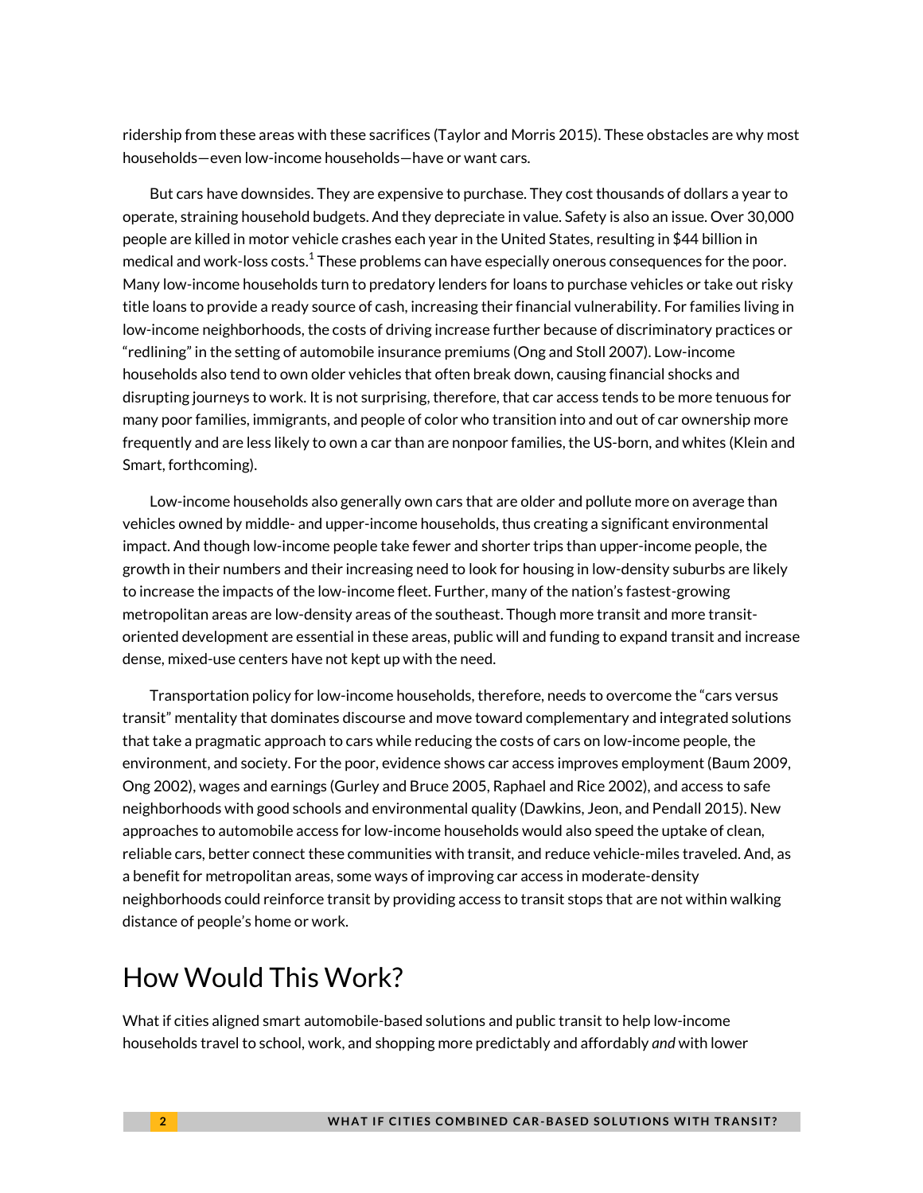ridership from these areas with these sacrifices (Taylor and Morris 2015). These obstacles are why most households—even low-income households—have or want cars.

But cars have downsides. They are expensive to purchase. They cost thousands of dollars a year to operate, straining household budgets. And they depreciate in value. Safety is also an issue. Over 30,000 people are killed in motor vehicle crashes each year in the United States, resulting in $44 billion in medical and work-loss costs.[1] These problems can have especially onerous consequences for the poor. Many low-income households turn to predatory lenders for loans to purchase vehicles or take out risky title loans to provide a ready source of cash, increasing their financial vulnerability. For families living in low-income neighborhoods, the costs of driving increase further because of discriminatory practices or "redlining" in the setting of automobile insurance premiums (Ong and Stoll 2007). Low-income households also tend to own older vehicles that often break down, causing financial shocks and disrupting journeys to work. It is not surprising, therefore, that car access tends to be more tenuous for many poor families, immigrants, and people of color who transition into and out of car ownership more frequently and are less likely to own a car than are nonpoor families, the US-born, and whites (Klein and Smart, forthcoming).

Low-income households also generally own cars that are older and pollute more on average than vehicles owned by middle- and upper-income households, thus creating a significant environmental impact. And though low-income people take fewer and shorter trips than upper-income people, the growth in their numbers and their increasing need to look for housing in low-density suburbs are likely to increase the impacts of the low-income fleet. Further, many of the nation's fastest-growing metropolitan areas are low-density areas of the southeast. Though more transit and more transit-oriented development are essential in these areas, public will and funding to expand transit and increase dense, mixed-use centers have not kept up with the need.

Transportation policy for low-income households, therefore, needs to overcome the "cars versus transit" mentality that dominates discourse and move toward complementary and integrated solutions that take a pragmatic approach to cars while reducing the costs of cars on low-income people, the environment, and society. For the poor, evidence shows car access improves employment (Baum 2009, Ong 2002), wages and earnings (Gurley and Bruce 2005, Raphael and Rice 2002), and access to safe neighborhoods with good schools and environmental quality (Dawkins, Jeon, and Pendall 2015). New approaches to automobile access for low-income households would also speed the uptake of clean, reliable cars, better connect these communities with transit, and reduce vehicle-miles traveled. And, as a benefit for metropolitan areas, some ways of improving car access in moderate-density neighborhoods could reinforce transit by providing access to transit stops that are not within walking distance of people's home or work.

## How Would This Work?

What if cities aligned smart automobile-based solutions and public transit to help low-income households travel to school, work, and shopping more predictably and affordably *and* with lower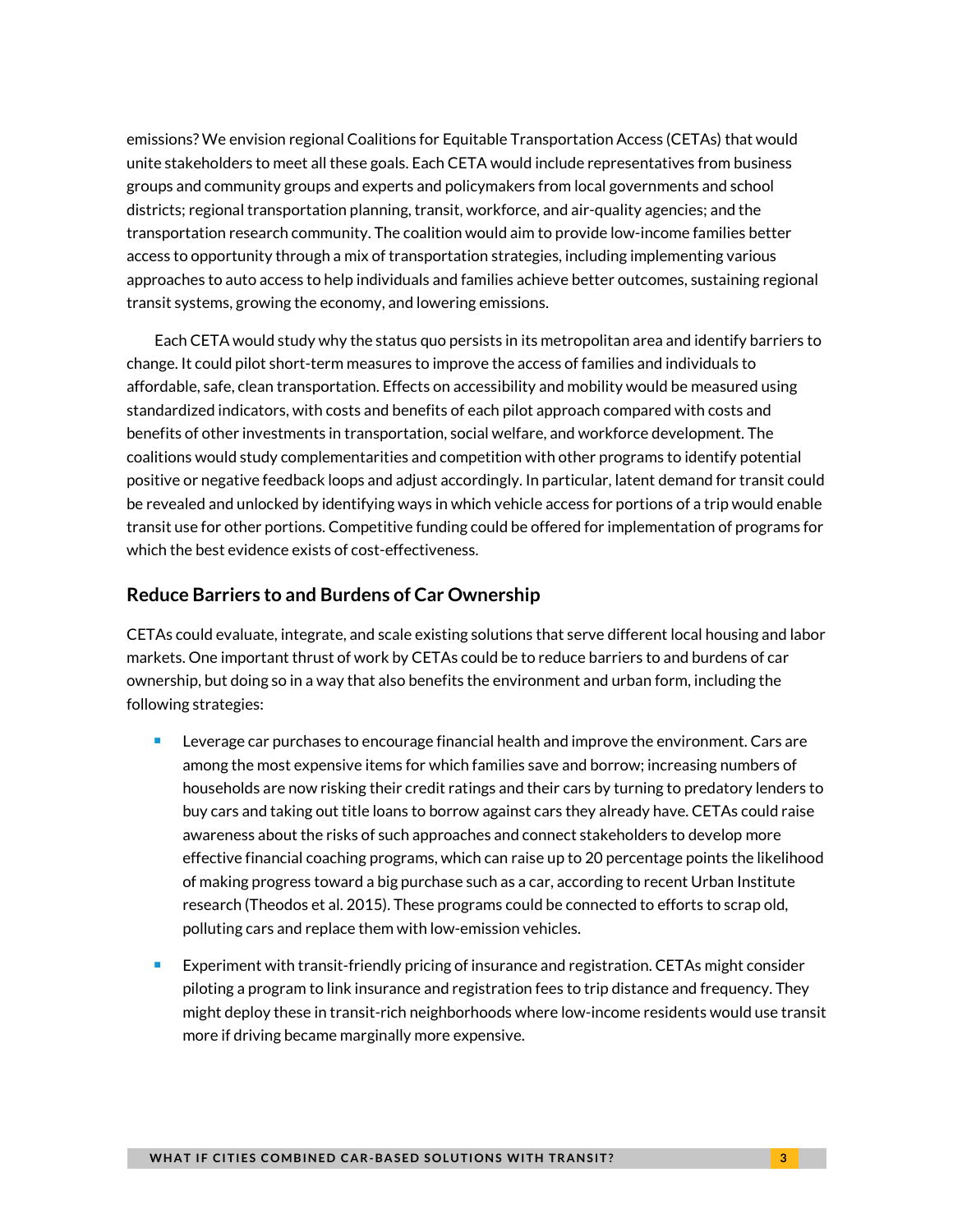emissions? We envision regional Coalitions for Equitable Transportation Access (CETAs) that would unite stakeholders to meet all these goals. Each CETA would include representatives from business groups and community groups and experts and policymakers from local governments and school districts; regional transportation planning, transit, workforce, and air-quality agencies; and the transportation research community. The coalition would aim to provide low-income families better access to opportunity through a mix of transportation strategies, including implementing various approaches to auto access to help individuals and families achieve better outcomes, sustaining regional transit systems, growing the economy, and lowering emissions.

Each CETA would study why the status quo persists in its metropolitan area and identify barriers to change. It could pilot short-term measures to improve the access of families and individuals to affordable, safe, clean transportation. Effects on accessibility and mobility would be measured using standardized indicators, with costs and benefits of each pilot approach compared with costs and benefits of other investments in transportation, social welfare, and workforce development. The coalitions would study complementarities and competition with other programs to identify potential positive or negative feedback loops and adjust accordingly. In particular, latent demand for transit could be revealed and unlocked by identifying ways in which vehicle access for portions of a trip would enable transit use for other portions. Competitive funding could be offered for implementation of programs for which the best evidence exists of cost-effectiveness.

## Reduce Barriers to and Burdens of Car Ownership

CETAs could evaluate, integrate, and scale existing solutions that serve different local housing and labor markets. One important thrust of work by CETAs could be to reduce barriers to and burdens of car ownership, but doing so in a way that also benefits the environment and urban form, including the following strategies:

- Leverage car purchases to encourage financial health and improve the environment. Cars are among the most expensive items for which families save and borrow; increasing numbers of households are now risking their credit ratings and their cars by turning to predatory lenders to buy cars and taking out title loans to borrow against cars they already have. CETAs could raise awareness about the risks of such approaches and connect stakeholders to develop more effective financial coaching programs, which can raise up to 20 percentage points the likelihood of making progress toward a big purchase such as a car, according to recent Urban Institute research (Theodos et al. 2015). These programs could be connected to efforts to scrap old, polluting cars and replace them with low-emission vehicles.
- Experiment with transit-friendly pricing of insurance and registration. CETAs might consider piloting a program to link insurance and registration fees to trip distance and frequency. They might deploy these in transit-rich neighborhoods where low-income residents would use transit more if driving became marginally more expensive.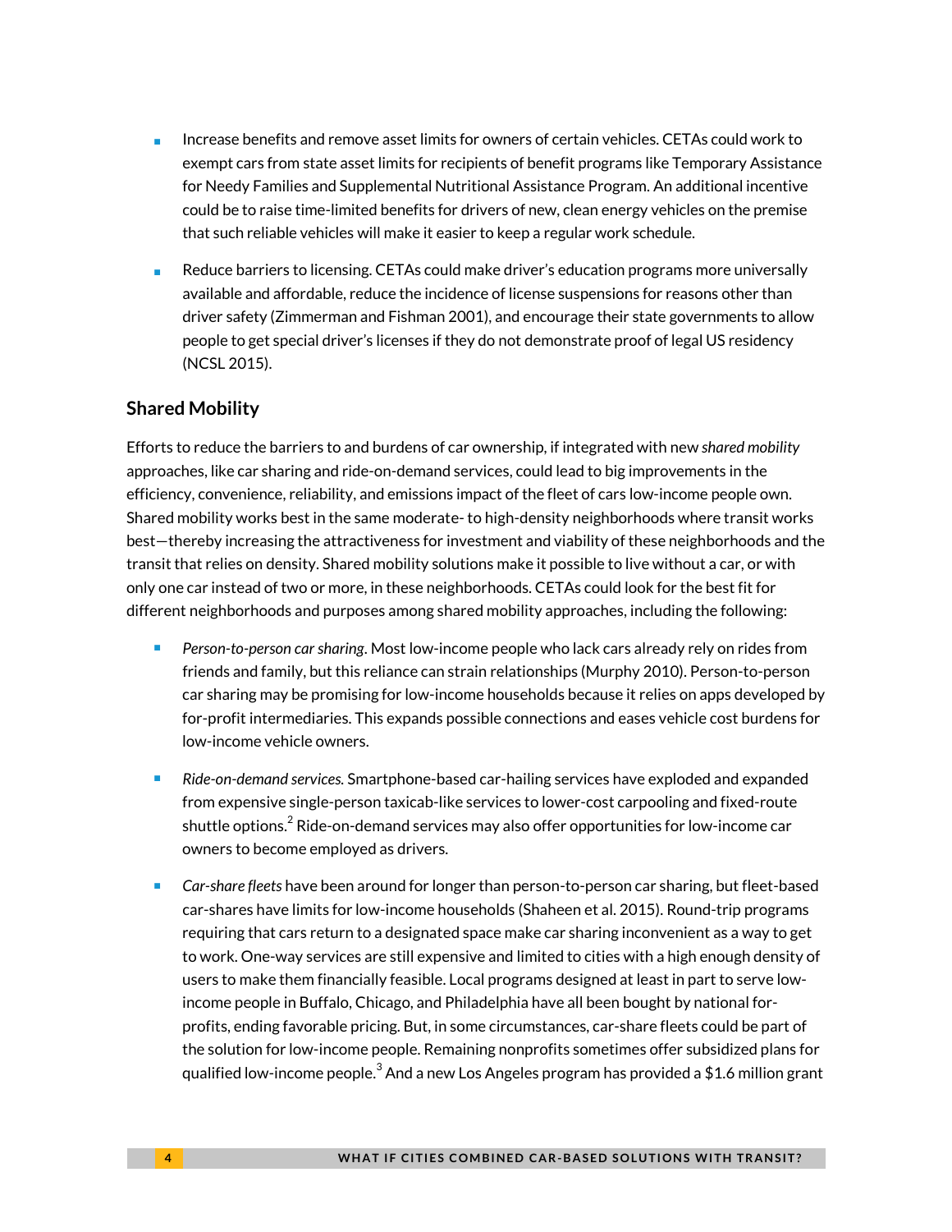- Increase benefits and remove asset limits for owners of certain vehicles. CETAs could work to exempt cars from state asset limits for recipients of benefit programs like Temporary Assistance for Needy Families and Supplemental Nutritional Assistance Program. An additional incentive could be to raise time-limited benefits for drivers of new, clean energy vehicles on the premise that such reliable vehicles will make it easier to keep a regular work schedule.

- Reduce barriers to licensing. CETAs could make driver's education programs more universally available and affordable, reduce the incidence of license suspensions for reasons other than driver safety (Zimmerman and Fishman 2001), and encourage their state governments to allow people to get special driver's licenses if they do not demonstrate proof of legal US residency (NCSL 2015).

## Shared Mobility

Efforts to reduce the barriers to and burdens of car ownership, if integrated with new *shared mobility* approaches, like car sharing and ride-on-demand services, could lead to big improvements in the efficiency, convenience, reliability, and emissions impact of the fleet of cars low-income people own. Shared mobility works best in the same moderate- to high-density neighborhoods where transit works best—thereby increasing the attractiveness for investment and viability of these neighborhoods and the transit that relies on density. Shared mobility solutions make it possible to live without a car, or with only one car instead of two or more, in these neighborhoods. CETAs could look for the best fit for different neighborhoods and purposes among shared mobility approaches, including the following:

- *Person-to-person car sharing*. Most low-income people who lack cars already rely on rides from friends and family, but this reliance can strain relationships (Murphy 2010). Person-to-person car sharing may be promising for low-income households because it relies on apps developed by for-profit intermediaries. This expands possible connections and eases vehicle cost burdens for low-income vehicle owners.

- *Ride-on-demand services.* Smartphone-based car-hailing services have exploded and expanded from expensive single-person taxicab-like services to lower-cost carpooling and fixed-route shuttle options.[2] Ride-on-demand services may also offer opportunities for low-income car owners to become employed as drivers.

- *Car-share fleets* have been around for longer than person-to-person car sharing, but fleet-based car-shares have limits for low-income households (Shaheen et al. 2015). Round-trip programs requiring that cars return to a designated space make car sharing inconvenient as a way to get to work. One-way services are still expensive and limited to cities with a high enough density of users to make them financially feasible. Local programs designed at least in part to serve low-income people in Buffalo, Chicago, and Philadelphia have all been bought by national for-profits, ending favorable pricing. But, in some circumstances, car-share fleets could be part of the solution for low-income people. Remaining nonprofits sometimes offer subsidized plans for qualified low-income people.[3] And a new Los Angeles program has provided a $1.6 million grant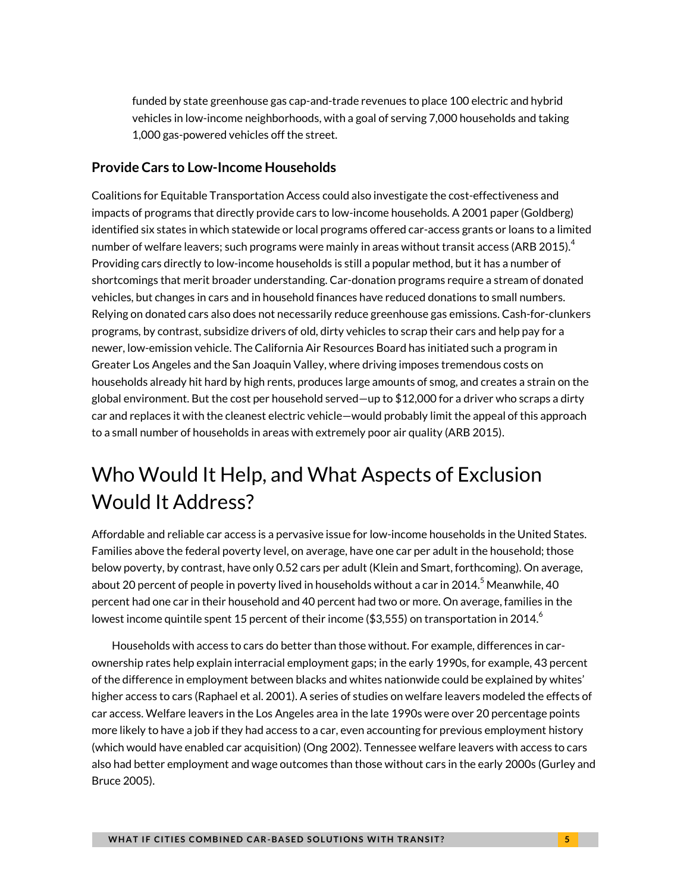funded by state greenhouse gas cap-and-trade revenues to place 100 electric and hybrid vehicles in low-income neighborhoods, with a goal of serving 7,000 households and taking 1,000 gas-powered vehicles off the street.

### Provide Cars to Low-Income Households

Coalitions for Equitable Transportation Access could also investigate the cost-effectiveness and impacts of programs that directly provide cars to low-income households. A 2001 paper (Goldberg) identified six states in which statewide or local programs offered car-access grants or loans to a limited number of welfare leavers; such programs were mainly in areas without transit access (ARB 2015).[4] Providing cars directly to low-income households is still a popular method, but it has a number of shortcomings that merit broader understanding. Car-donation programs require a stream of donated vehicles, but changes in cars and in household finances have reduced donations to small numbers. Relying on donated cars also does not necessarily reduce greenhouse gas emissions. Cash-for-clunkers programs, by contrast, subsidize drivers of old, dirty vehicles to scrap their cars and help pay for a newer, low-emission vehicle. The California Air Resources Board has initiated such a program in Greater Los Angeles and the San Joaquin Valley, where driving imposes tremendous costs on households already hit hard by high rents, produces large amounts of smog, and creates a strain on the global environment. But the cost per household served—up to $12,000 for a driver who scraps a dirty car and replaces it with the cleanest electric vehicle—would probably limit the appeal of this approach to a small number of households in areas with extremely poor air quality (ARB 2015).

## Who Would It Help, and What Aspects of Exclusion Would It Address?

Affordable and reliable car access is a pervasive issue for low-income households in the United States. Families above the federal poverty level, on average, have one car per adult in the household; those below poverty, by contrast, have only 0.52 cars per adult (Klein and Smart, forthcoming). On average, about 20 percent of people in poverty lived in households without a car in 2014.[5] Meanwhile, 40 percent had one car in their household and 40 percent had two or more. On average, families in the lowest income quintile spent 15 percent of their income ($3,555) on transportation in 2014.[6]

Households with access to cars do better than those without. For example, differences in car-ownership rates help explain interracial employment gaps; in the early 1990s, for example, 43 percent of the difference in employment between blacks and whites nationwide could be explained by whites' higher access to cars (Raphael et al. 2001). A series of studies on welfare leavers modeled the effects of car access. Welfare leavers in the Los Angeles area in the late 1990s were over 20 percentage points more likely to have a job if they had access to a car, even accounting for previous employment history (which would have enabled car acquisition) (Ong 2002). Tennessee welfare leavers with access to cars also had better employment and wage outcomes than those without cars in the early 2000s (Gurley and Bruce 2005).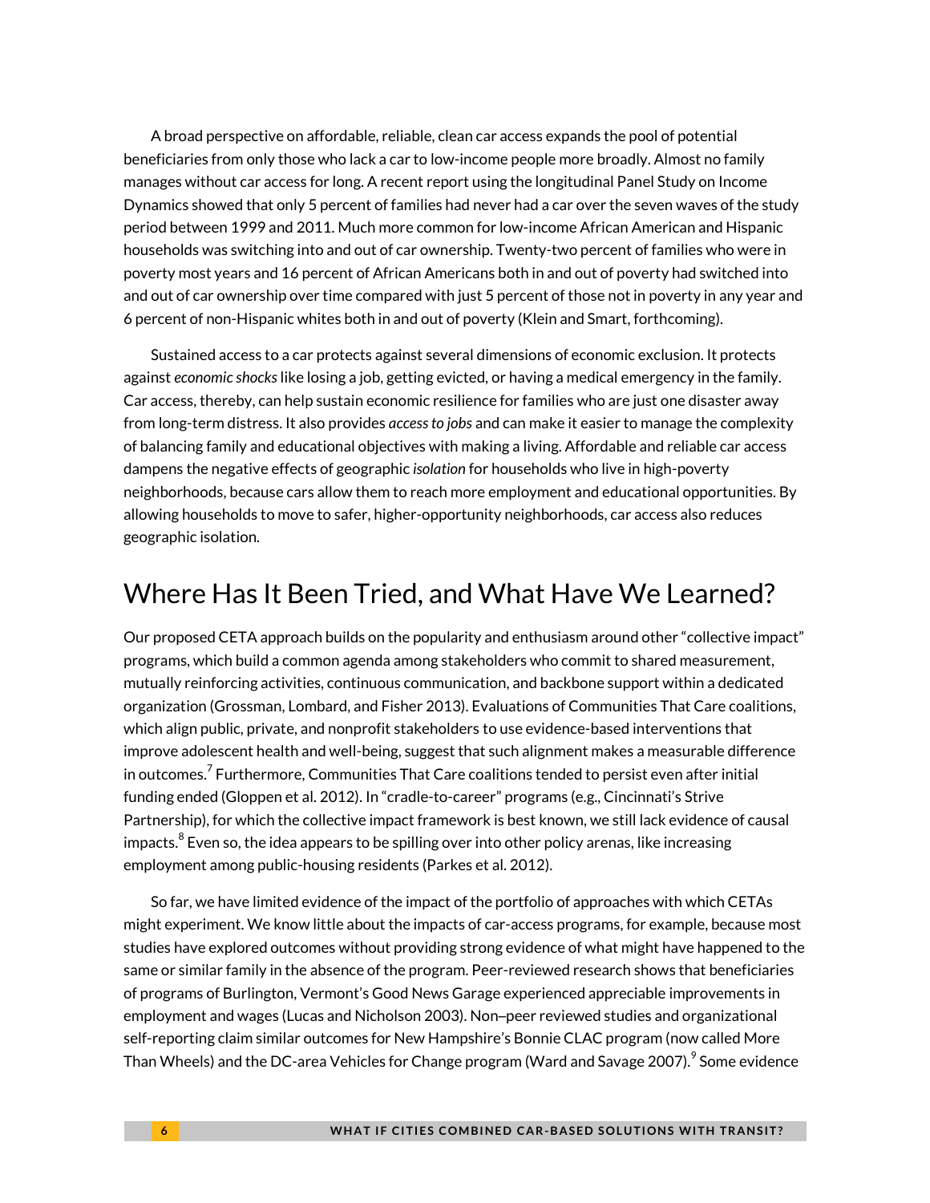A broad perspective on affordable, reliable, clean car access expands the pool of potential beneficiaries from only those who lack a car to low-income people more broadly. Almost no family manages without car access for long. A recent report using the longitudinal Panel Study on Income Dynamics showed that only 5 percent of families had never had a car over the seven waves of the study period between 1999 and 2011. Much more common for low-income African American and Hispanic households was switching into and out of car ownership. Twenty-two percent of families who were in poverty most years and 16 percent of African Americans both in and out of poverty had switched into and out of car ownership over time compared with just 5 percent of those not in poverty in any year and 6 percent of non-Hispanic whites both in and out of poverty (Klein and Smart, forthcoming).

Sustained access to a car protects against several dimensions of economic exclusion. It protects against *economic shocks* like losing a job, getting evicted, or having a medical emergency in the family. Car access, thereby, can help sustain economic resilience for families who are just one disaster away from long-term distress. It also provides *access to jobs* and can make it easier to manage the complexity of balancing family and educational objectives with making a living. Affordable and reliable car access dampens the negative effects of geographic *isolation* for households who live in high-poverty neighborhoods, because cars allow them to reach more employment and educational opportunities. By allowing households to move to safer, higher-opportunity neighborhoods, car access also reduces geographic isolation.

## Where Has It Been Tried, and What Have We Learned?

Our proposed CETA approach builds on the popularity and enthusiasm around other "collective impact" programs, which build a common agenda among stakeholders who commit to shared measurement, mutually reinforcing activities, continuous communication, and backbone support within a dedicated organization (Grossman, Lombard, and Fisher 2013). Evaluations of Communities That Care coalitions, which align public, private, and nonprofit stakeholders to use evidence-based interventions that improve adolescent health and well-being, suggest that such alignment makes a measurable difference in outcomes.[7] Furthermore, Communities That Care coalitions tended to persist even after initial funding ended (Gloppen et al. 2012). In "cradle-to-career" programs (e.g., Cincinnati's Strive Partnership), for which the collective impact framework is best known, we still lack evidence of causal impacts.[8] Even so, the idea appears to be spilling over into other policy arenas, like increasing employment among public-housing residents (Parkes et al. 2012).

So far, we have limited evidence of the impact of the portfolio of approaches with which CETAs might experiment. We know little about the impacts of car-access programs, for example, because most studies have explored outcomes without providing strong evidence of what might have happened to the same or similar family in the absence of the program. Peer-reviewed research shows that beneficiaries of programs of Burlington, Vermont's Good News Garage experienced appreciable improvements in employment and wages (Lucas and Nicholson 2003). Non–peer reviewed studies and organizational self-reporting claim similar outcomes for New Hampshire's Bonnie CLAC program (now called More Than Wheels) and the DC-area Vehicles for Change program (Ward and Savage 2007).[9] Some evidence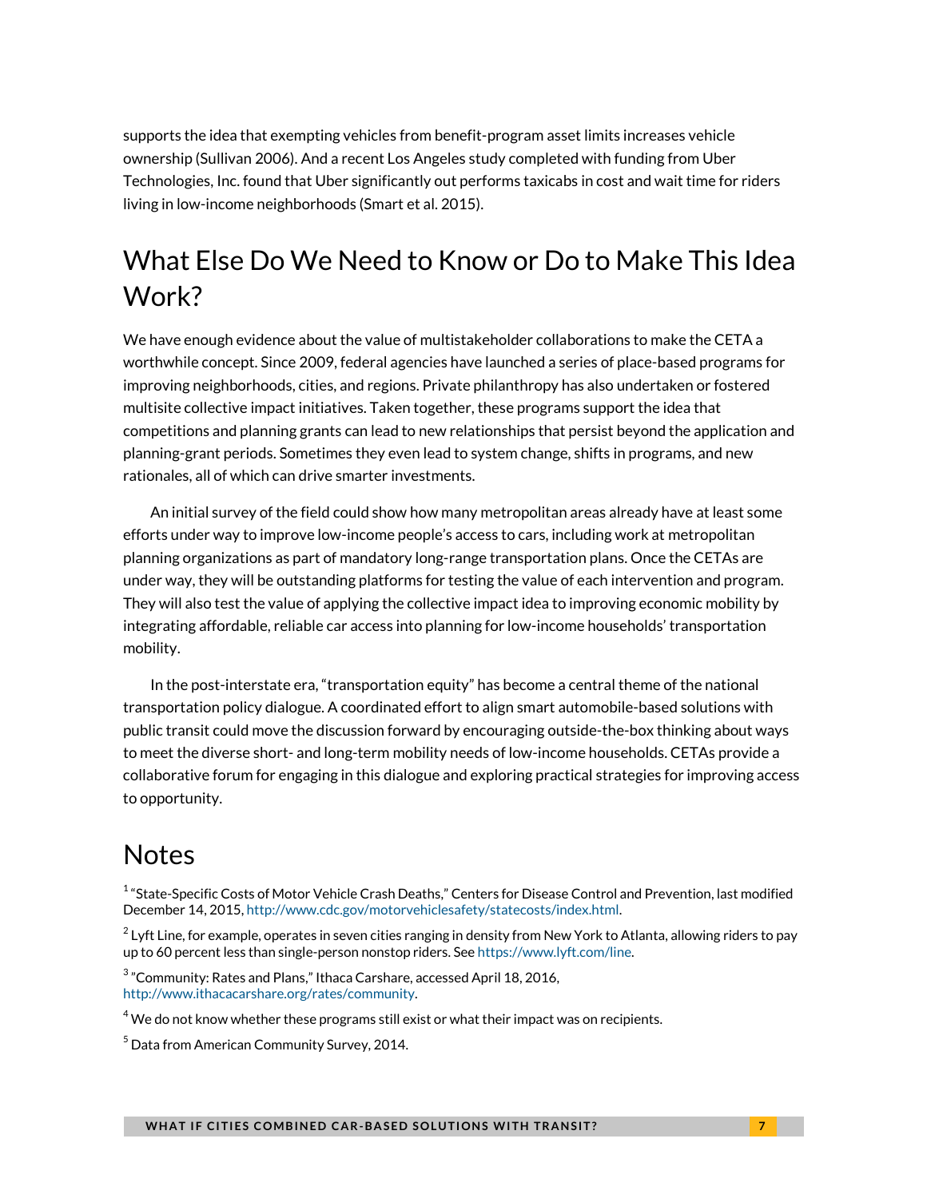supports the idea that exempting vehicles from benefit-program asset limits increases vehicle ownership (Sullivan 2006). And a recent Los Angeles study completed with funding from Uber Technologies, Inc. found that Uber significantly out performs taxicabs in cost and wait time for riders living in low-income neighborhoods (Smart et al. 2015).

## What Else Do We Need to Know or Do to Make This Idea Work?

We have enough evidence about the value of multistakeholder collaborations to make the CETA a worthwhile concept. Since 2009, federal agencies have launched a series of place-based programs for improving neighborhoods, cities, and regions. Private philanthropy has also undertaken or fostered multisite collective impact initiatives. Taken together, these programs support the idea that competitions and planning grants can lead to new relationships that persist beyond the application and planning-grant periods. Sometimes they even lead to system change, shifts in programs, and new rationales, all of which can drive smarter investments.

An initial survey of the field could show how many metropolitan areas already have at least some efforts under way to improve low-income people's access to cars, including work at metropolitan planning organizations as part of mandatory long-range transportation plans. Once the CETAs are under way, they will be outstanding platforms for testing the value of each intervention and program. They will also test the value of applying the collective impact idea to improving economic mobility by integrating affordable, reliable car access into planning for low-income households' transportation mobility.

In the post-interstate era, "transportation equity" has become a central theme of the national transportation policy dialogue. A coordinated effort to align smart automobile-based solutions with public transit could move the discussion forward by encouraging outside-the-box thinking about ways to meet the diverse short- and long-term mobility needs of low-income households. CETAs provide a collaborative forum for engaging in this dialogue and exploring practical strategies for improving access to opportunity.

## Notes

[1] "State-Specific Costs of Motor Vehicle Crash Deaths," Centers for Disease Control and Prevention, last modified December 14, 2015, http://www.cdc.gov/motorvehiclesafety/statecosts/index.html.

[2] Lyft Line, for example, operates in seven cities ranging in density from New York to Atlanta, allowing riders to pay up to 60 percent less than single-person nonstop riders. See https://www.lyft.com/line.

[3] "Community: Rates and Plans," Ithaca Carshare, accessed April 18, 2016, http://www.ithacacarshare.org/rates/community.

[4] We do not know whether these programs still exist or what their impact was on recipients.

[5] Data from American Community Survey, 2014.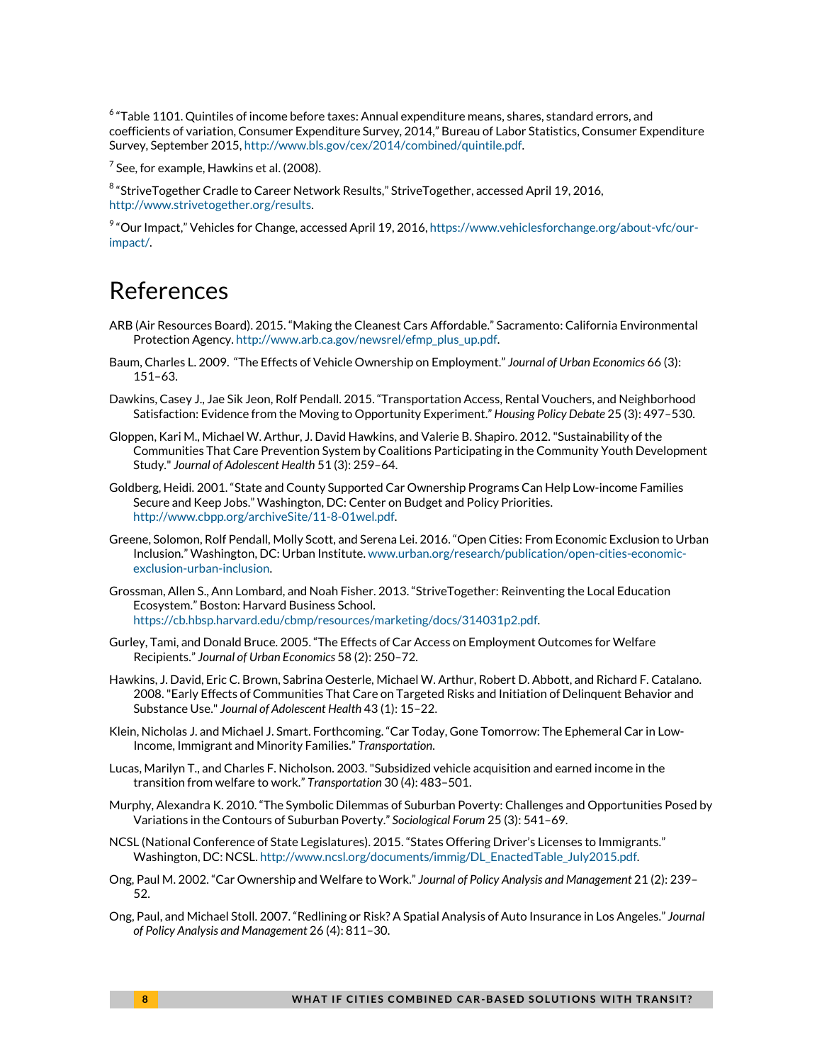[6] "Table 1101. Quintiles of income before taxes: Annual expenditure means, shares, standard errors, and coefficients of variation, Consumer Expenditure Survey, 2014," Bureau of Labor Statistics, Consumer Expenditure Survey, September 2015, http://www.bls.gov/cex/2014/combined/quintile.pdf.

[7] See, for example, Hawkins et al. (2008).

[8] "StriveTogether Cradle to Career Network Results," StriveTogether, accessed April 19, 2016, http://www.strivetogether.org/results.

[9] "Our Impact," Vehicles for Change, accessed April 19, 2016, https://www.vehiclesforchange.org/about-vfc/our-impact/.

# References

ARB (Air Resources Board). 2015. "Making the Cleanest Cars Affordable." Sacramento: California Environmental Protection Agency. http://www.arb.ca.gov/newsrel/efmp_plus_up.pdf.

Baum, Charles L. 2009. "The Effects of Vehicle Ownership on Employment." *Journal of Urban Economics* 66 (3): 151–63.

Dawkins, Casey J., Jae Sik Jeon, Rolf Pendall. 2015. "Transportation Access, Rental Vouchers, and Neighborhood Satisfaction: Evidence from the Moving to Opportunity Experiment." *Housing Policy Debate* 25 (3): 497–530.

Gloppen, Kari M., Michael W. Arthur, J. David Hawkins, and Valerie B. Shapiro. 2012. "Sustainability of the Communities That Care Prevention System by Coalitions Participating in the Community Youth Development Study." *Journal of Adolescent Health* 51 (3): 259–64.

Goldberg, Heidi. 2001. "State and County Supported Car Ownership Programs Can Help Low-income Families Secure and Keep Jobs." Washington, DC: Center on Budget and Policy Priorities. http://www.cbpp.org/archiveSite/11-8-01wel.pdf.

Greene, Solomon, Rolf Pendall, Molly Scott, and Serena Lei. 2016. "Open Cities: From Economic Exclusion to Urban Inclusion." Washington, DC: Urban Institute. www.urban.org/research/publication/open-cities-economic-exclusion-urban-inclusion.

Grossman, Allen S., Ann Lombard, and Noah Fisher. 2013. "StriveTogether: Reinventing the Local Education Ecosystem." Boston: Harvard Business School. https://cb.hbsp.harvard.edu/cbmp/resources/marketing/docs/314031p2.pdf.

Gurley, Tami, and Donald Bruce. 2005. "The Effects of Car Access on Employment Outcomes for Welfare Recipients." *Journal of Urban Economics* 58 (2): 250–72.

Hawkins, J. David, Eric C. Brown, Sabrina Oesterle, Michael W. Arthur, Robert D. Abbott, and Richard F. Catalano. 2008. "Early Effects of Communities That Care on Targeted Risks and Initiation of Delinquent Behavior and Substance Use." *Journal of Adolescent Health* 43 (1): 15–22.

Klein, Nicholas J. and Michael J. Smart. Forthcoming. "Car Today, Gone Tomorrow: The Ephemeral Car in Low-Income, Immigrant and Minority Families." *Transportation*.

Lucas, Marilyn T., and Charles F. Nicholson. 2003. "Subsidized vehicle acquisition and earned income in the transition from welfare to work." *Transportation* 30 (4): 483–501.

Murphy, Alexandra K. 2010. "The Symbolic Dilemmas of Suburban Poverty: Challenges and Opportunities Posed by Variations in the Contours of Suburban Poverty." *Sociological Forum* 25 (3): 541–69.

NCSL (National Conference of State Legislatures). 2015. "States Offering Driver's Licenses to Immigrants." Washington, DC: NCSL. http://www.ncsl.org/documents/immig/DL_EnactedTable_July2015.pdf.

Ong, Paul M. 2002. "Car Ownership and Welfare to Work." *Journal of Policy Analysis and Management* 21 (2): 239–52.

Ong, Paul, and Michael Stoll. 2007. "Redlining or Risk? A Spatial Analysis of Auto Insurance in Los Angeles." *Journal of Policy Analysis and Management* 26 (4): 811–30.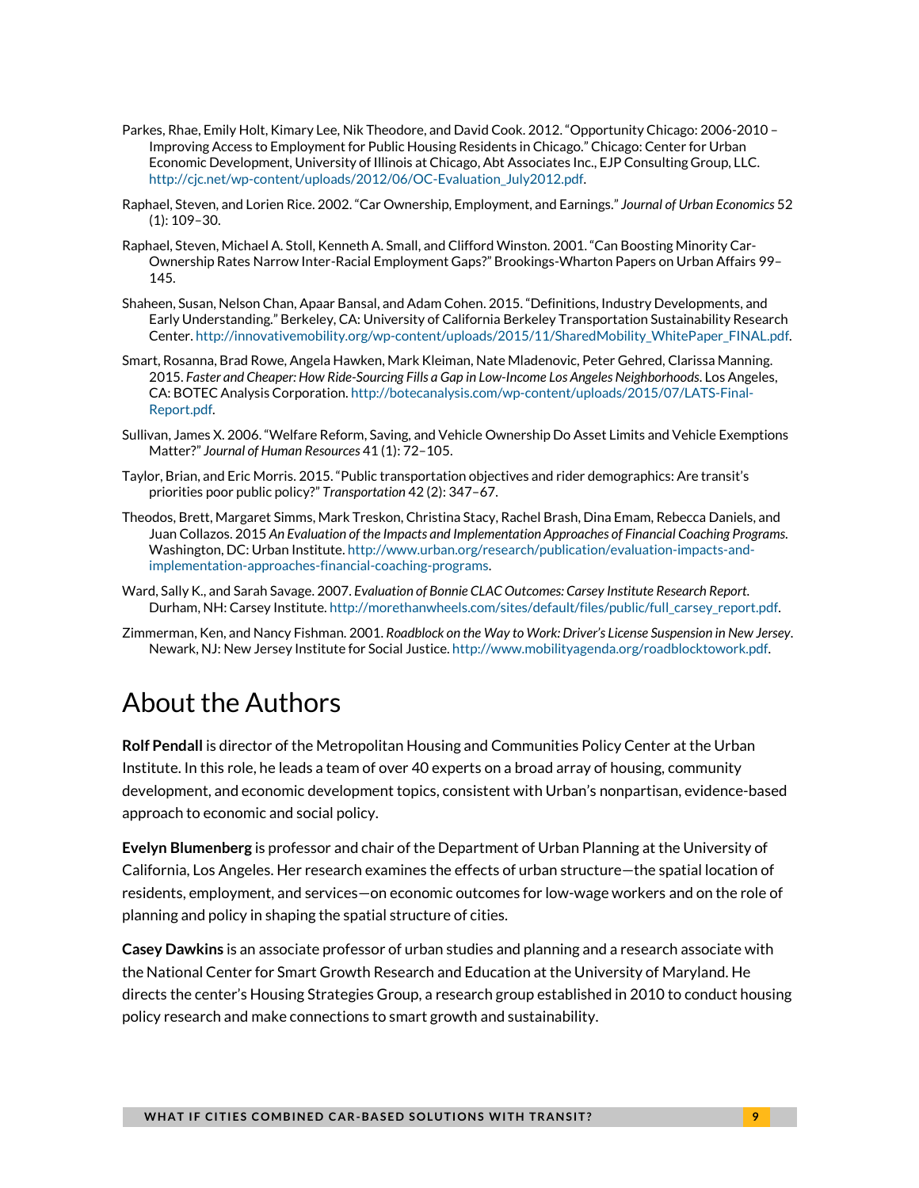Parkes, Rhae, Emily Holt, Kimary Lee, Nik Theodore, and David Cook. 2012. "Opportunity Chicago: 2006-2010 – Improving Access to Employment for Public Housing Residents in Chicago." Chicago: Center for Urban Economic Development, University of Illinois at Chicago, Abt Associates Inc., EJP Consulting Group, LLC. http://cjc.net/wp-content/uploads/2012/06/OC-Evaluation_July2012.pdf.

Raphael, Steven, and Lorien Rice. 2002. "Car Ownership, Employment, and Earnings." *Journal of Urban Economics* 52 (1): 109–30.

Raphael, Steven, Michael A. Stoll, Kenneth A. Small, and Clifford Winston. 2001. "Can Boosting Minority Car-Ownership Rates Narrow Inter-Racial Employment Gaps?" Brookings-Wharton Papers on Urban Affairs 99–145.

Shaheen, Susan, Nelson Chan, Apaar Bansal, and Adam Cohen. 2015. "Definitions, Industry Developments, and Early Understanding." Berkeley, CA: University of California Berkeley Transportation Sustainability Research Center. http://innovativemobility.org/wp-content/uploads/2015/11/SharedMobility_WhitePaper_FINAL.pdf.

Smart, Rosanna, Brad Rowe, Angela Hawken, Mark Kleiman, Nate Mladenovic, Peter Gehred, Clarissa Manning. 2015. *Faster and Cheaper: How Ride-Sourcing Fills a Gap in Low-Income Los Angeles Neighborhoods*. Los Angeles, CA: BOTEC Analysis Corporation. http://botecanalysis.com/wp-content/uploads/2015/07/LATS-Final-Report.pdf.

Sullivan, James X. 2006. "Welfare Reform, Saving, and Vehicle Ownership Do Asset Limits and Vehicle Exemptions Matter?" *Journal of Human Resources* 41 (1): 72–105.

Taylor, Brian, and Eric Morris. 2015. "Public transportation objectives and rider demographics: Are transit's priorities poor public policy?" *Transportation* 42 (2): 347–67.

Theodos, Brett, Margaret Simms, Mark Treskon, Christina Stacy, Rachel Brash, Dina Emam, Rebecca Daniels, and Juan Collazos. 2015 *An Evaluation of the Impacts and Implementation Approaches of Financial Coaching Programs.* Washington, DC: Urban Institute. http://www.urban.org/research/publication/evaluation-impacts-and-implementation-approaches-financial-coaching-programs.

Ward, Sally K., and Sarah Savage. 2007. *Evaluation of Bonnie CLAC Outcomes: Carsey Institute Research Report.* Durham, NH: Carsey Institute. http://morethanwheels.com/sites/default/files/public/full_carsey_report.pdf.

Zimmerman, Ken, and Nancy Fishman. 2001. *Roadblock on the Way to Work: Driver's License Suspension in New Jersey*. Newark, NJ: New Jersey Institute for Social Justice. http://www.mobilityagenda.org/roadblocktowork.pdf.

# About the Authors

**Rolf Pendall** is director of the Metropolitan Housing and Communities Policy Center at the Urban Institute. In this role, he leads a team of over 40 experts on a broad array of housing, community development, and economic development topics, consistent with Urban's nonpartisan, evidence-based approach to economic and social policy.

**Evelyn Blumenberg** is professor and chair of the Department of Urban Planning at the University of California, Los Angeles. Her research examines the effects of urban structure—the spatial location of residents, employment, and services—on economic outcomes for low-wage workers and on the role of planning and policy in shaping the spatial structure of cities.

**Casey Dawkins** is an associate professor of urban studies and planning and a research associate with the National Center for Smart Growth Research and Education at the University of Maryland. He directs the center's Housing Strategies Group, a research group established in 2010 to conduct housing policy research and make connections to smart growth and sustainability.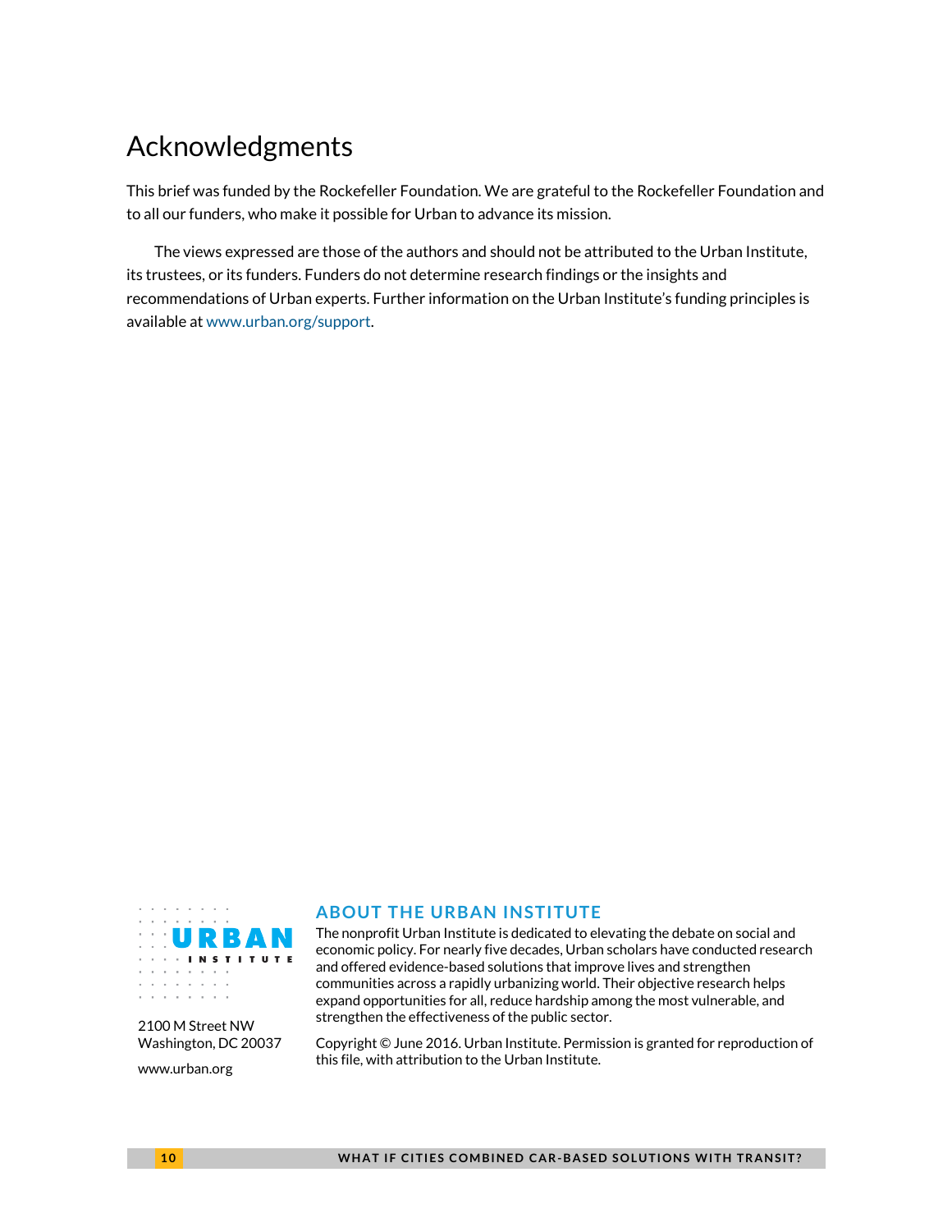# Acknowledgments

This brief was funded by the Rockefeller Foundation. We are grateful to the Rockefeller Foundation and to all our funders, who make it possible for Urban to advance its mission.

The views expressed are those of the authors and should not be attributed to the Urban Institute, its trustees, or its funders. Funders do not determine research findings or the insights and recommendations of Urban experts. Further information on the Urban Institute's funding principles is available at www.urban.org/support.

URBAN INSTITUTE

2100 M Street NW
Washington, DC 20037

www.urban.org

## ABOUT THE URBAN INSTITUTE

The nonprofit Urban Institute is dedicated to elevating the debate on social and economic policy. For nearly five decades, Urban scholars have conducted research and offered evidence-based solutions that improve lives and strengthen communities across a rapidly urbanizing world. Their objective research helps expand opportunities for all, reduce hardship among the most vulnerable, and strengthen the effectiveness of the public sector.

Copyright © June 2016. Urban Institute. Permission is granted for reproduction of this file, with attribution to the Urban Institute.